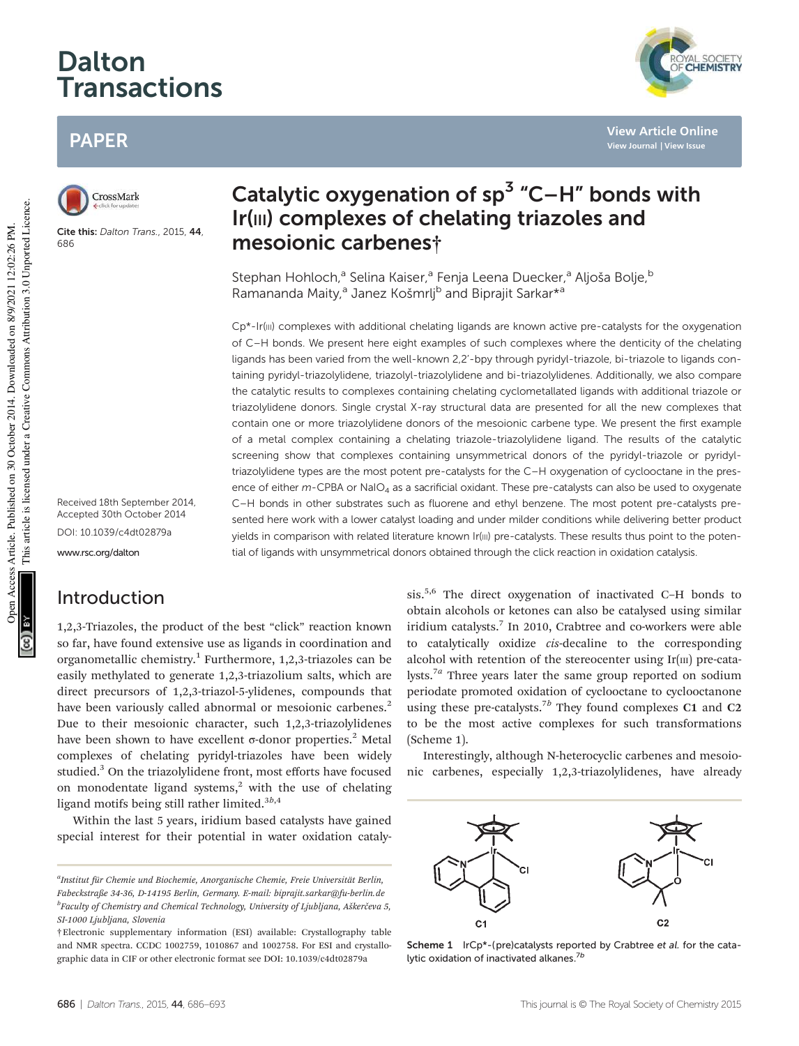# Catalytic oxygenation of sp³ "C–H" bonds with Ir(III) complexes of chelating triazoles and mesoionic carbenes†

Stephan Hohloch,[a] Selina Kaiser,[a] Fenja Leena Duecker,[a] Aljoša Bolje,[b] Ramananda Maity,[a] Janez Košmrlj[b] and Biprajit Sarkar*[a]

Cite this: *Dalton Trans.*, 2015, **44**, 686

Received 18th September 2014, Accepted 30th October 2014

DOI: 10.1039/c4dt02879a

www.rsc.org/dalton

Cp*-Ir(III) complexes with additional chelating ligands are known active pre-catalysts for the oxygenation of C–H bonds. We present here eight examples of such complexes where the denticity of the chelating ligands has been varied from the well-known 2,2′-bpy through pyridyl-triazole, bi-triazole to ligands containing pyridyl-triazolylidene, triazolyl-triazolylidene and bi-triazolylidenes. Additionally, we also compare the catalytic results to complexes containing chelating cyclometallated ligands with additional triazole or triazolylidene donors. Single crystal X-ray structural data are presented for all the new complexes that contain one or more triazolylidene donors of the mesoionic carbene type. We present the first example of a metal complex containing a chelating triazole-triazolylidene ligand. The results of the catalytic screening show that complexes containing unsymmetrical donors of the pyridyl-triazole or pyridyl-triazolylidene types are the most potent pre-catalysts for the C–H oxygenation of cyclooctane in the presence of either *m*-CPBA or $NaIO_4$ as a sacrificial oxidant. These pre-catalysts can also be used to oxygenate C–H bonds in other substrates such as fluorene and ethyl benzene. The most potent pre-catalysts presented here work with a lower catalyst loading and under milder conditions while delivering better product yields in comparison with related literature known Ir(III) pre-catalysts. These results thus point to the potential of ligands with unsymmetrical donors obtained through the click reaction in oxidation catalysis.

## Introduction

1,2,3-Triazoles, the product of the best "click" reaction known so far, have found extensive use as ligands in coordination and organometallic chemistry.[1] Furthermore, 1,2,3-triazoles can be easily methylated to generate 1,2,3-triazolium salts, which are direct precursors of 1,2,3-triazol-5-ylidenes, compounds that have been variously called abnormal or mesoionic carbenes.[2] Due to their mesoionic character, such 1,2,3-triazolylidenes have been shown to have excellent σ-donor properties.[2] Metal complexes of chelating pyridyl-triazoles have been widely studied.[3] On the triazolylidene front, most efforts have focused on monodentate ligand systems,[2] with the use of chelating ligand motifs being still rather limited.[3b,4]

Within the last 5 years, iridium based catalysts have gained special interest for their potential in water oxidation catalysis.[5,6] The direct oxygenation of inactivated C–H bonds to obtain alcohols or ketones can also be catalysed using similar iridium catalysts.[7] In 2010, Crabtree and co-workers were able to catalytically oxidize *cis*-decaline to the corresponding alcohol with retention of the stereocenter using Ir(III) pre-catalysts.[7a] Three years later the same group reported on sodium periodate promoted oxidation of cyclooctane to cyclooctanone using these pre-catalysts.[7b] They found complexes **C1** and **C2** to be the most active complexes for such transformations (Scheme 1).

Interestingly, although N-heterocyclic carbenes and mesoionic carbenes, especially 1,2,3-triazolylidenes, have already

Scheme 1 IrCp*-(pre)catalysts reported by Crabtree *et al.* for the catalytic oxidation of inactivated alkanes.[7b]

[a] Institut für Chemie und Biochemie, Anorganische Chemie, Freie Universität Berlin, Fabeckstraße 34-36, D-14195 Berlin, Germany. E-mail: biprajit.sarkar@fu-berlin.de

[b] Faculty of Chemistry and Chemical Technology, University of Ljubljana, Aškerčeva 5, SI-1000 Ljubljana, Slovenia

† Electronic supplementary information (ESI) available: Crystallography table and NMR spectra. CCDC 1002759, 1010867 and 1002758. For ESI and crystallographic data in CIF or other electronic format see DOI: 10.1039/c4dt02879a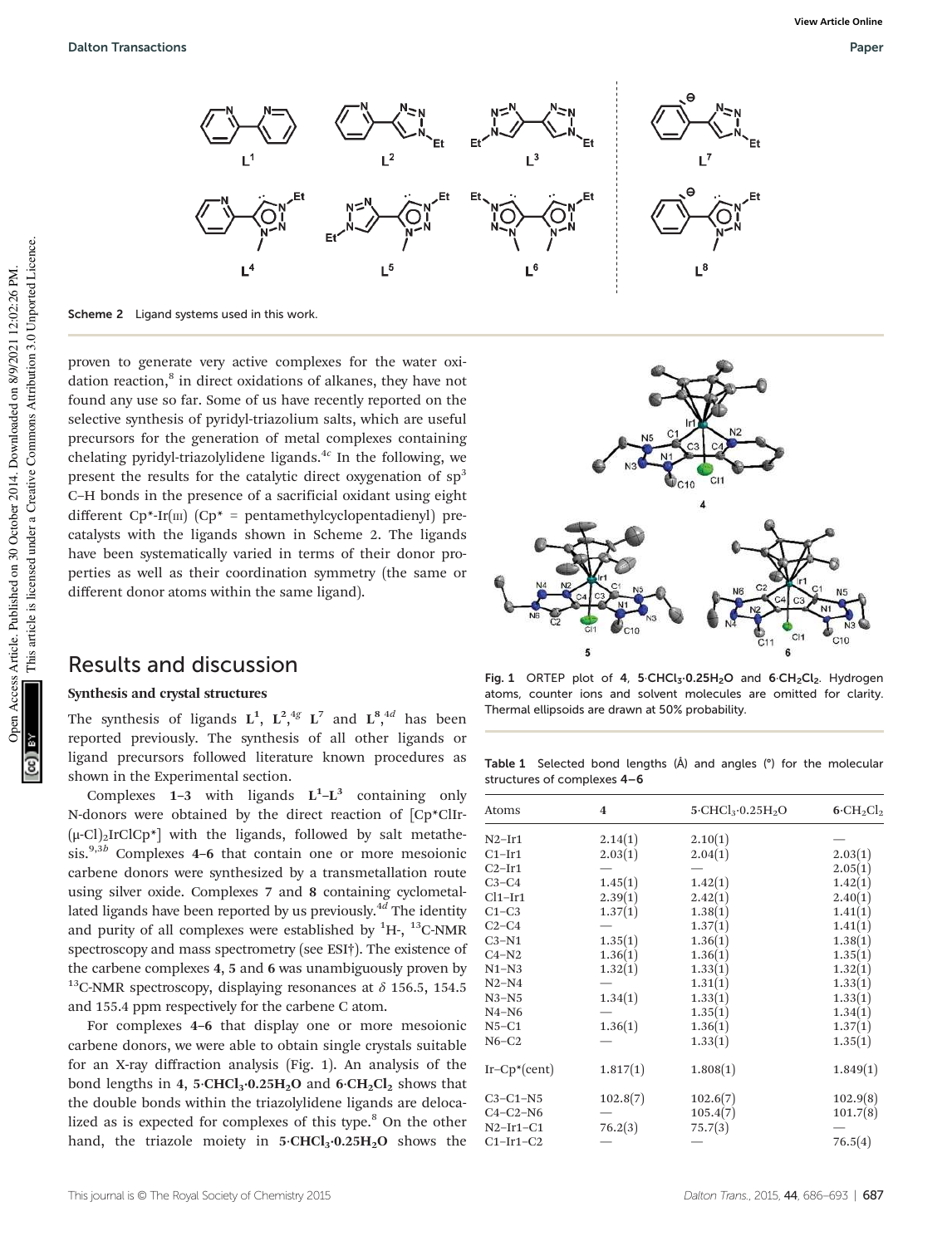Scheme 2 Ligand systems used in this work.

proven to generate very active complexes for the water oxidation reaction,[8] in direct oxidations of alkanes, they have not found any use so far. Some of us have recently reported on the selective synthesis of pyridyl-triazolium salts, which are useful precursors for the generation of metal complexes containing chelating pyridyl-triazolylidene ligands.[4c] In the following, we present the results for the catalytic direct oxygenation of $sp^3$ C–H bonds in the presence of a sacrificial oxidant using eight different Cp*-Ir(III) (Cp* = pentamethylcyclopentadienyl) precatalysts with the ligands shown in Scheme 2. The ligands have been systematically varied in terms of their donor properties as well as their coordination symmetry (the same or different donor atoms within the same ligand).

## Results and discussion

### Synthesis and crystal structures

The synthesis of ligands $\mathbf{L^1}$, $\mathbf{L^2}$,[4g] $\mathbf{L^7}$ and $\mathbf{L^8}$,[4d] has been reported previously. The synthesis of all other ligands or ligand precursors followed literature known procedures as shown in the Experimental section.

Complexes **1–3** with ligands $\mathbf{L^1}$–$\mathbf{L^3}$ containing only N-donors were obtained by the direct reaction of [Cp*ClIr(μ-Cl)$_2$IrClCp*] with the ligands, followed by salt metathesis.[9,3b] Complexes **4–6** that contain one or more mesoionic carbene donors were synthesized by a transmetallation route using silver oxide. Complexes **7** and **8** containing cyclometallated ligands have been reported by us previously.[4d] The identity and purity of all complexes were established by $^1$H-, $^{13}$C-NMR spectroscopy and mass spectrometry (see ESI†). The existence of the carbene complexes **4**, **5** and **6** was unambiguously proven by $^{13}$C-NMR spectroscopy, displaying resonances at $\delta$ 156.5, 154.5 and 155.4 ppm respectively for the carbene C atom.

For complexes **4–6** that display one or more mesoionic carbene donors, we were able to obtain single crystals suitable for an X-ray diffraction analysis (Fig. 1). An analysis of the bond lengths in **4**, **5·CHCl$_3$·0.25H$_2$O** and **6·CH$_2$Cl$_2$** shows that the double bonds within the triazolylidene ligands are delocalized as is expected for complexes of this type.[8] On the other hand, the triazole moiety in **5·CHCl$_3$·0.25H$_2$O** shows the

Fig. 1 ORTEP plot of **4**, **5·CHCl$_3$·0.25H$_2$O** and **6·CH$_2$Cl$_2$**. Hydrogen atoms, counter ions and solvent molecules are omitted for clarity. Thermal ellipsoids are drawn at 50% probability.

Table 1 Selected bond lengths (Å) and angles (°) for the molecular structures of complexes **4–6**

| Atoms | 4 | 5·CHCl$_3$·0.25H$_2$O | 6·CH$_2$Cl$_2$ |
|---|---|---|---|
| N2–Ir1 | 2.14(1) | 2.10(1) | — |
| C1–Ir1 | 2.03(1) | 2.04(1) | 2.03(1) |
| C2–Ir1 | — | — | 2.05(1) |
| C3–C4 | 1.45(1) | 1.42(1) | 1.42(1) |
| Cl1–Ir1 | 2.39(1) | 2.42(1) | 2.40(1) |
| C1–C3 | 1.37(1) | 1.38(1) | 1.41(1) |
| C2–C4 | — | 1.37(1) | 1.41(1) |
| C3–N1 | 1.35(1) | 1.36(1) | 1.38(1) |
| C4–N2 | 1.36(1) | 1.36(1) | 1.35(1) |
| N1–N3 | 1.32(1) | 1.33(1) | 1.32(1) |
| N2–N4 | — | 1.31(1) | 1.33(1) |
| N3–N5 | 1.34(1) | 1.33(1) | 1.33(1) |
| N4–N6 | — | 1.35(1) | 1.34(1) |
| N5–C1 | 1.36(1) | 1.36(1) | 1.37(1) |
| N6–C2 | — | 1.33(1) | 1.35(1) |
| Ir–Cp*(cent) | 1.817(1) | 1.808(1) | 1.849(1) |
| C3–C1–N5 | 102.8(7) | 102.6(7) | 102.9(8) |
| C4–C2–N6 | — | 105.4(7) | 101.7(8) |
| N2–Ir1–C1 | 76.2(3) | 75.7(3) | — |
| C1–Ir1–C2 | — | — | 76.5(4) |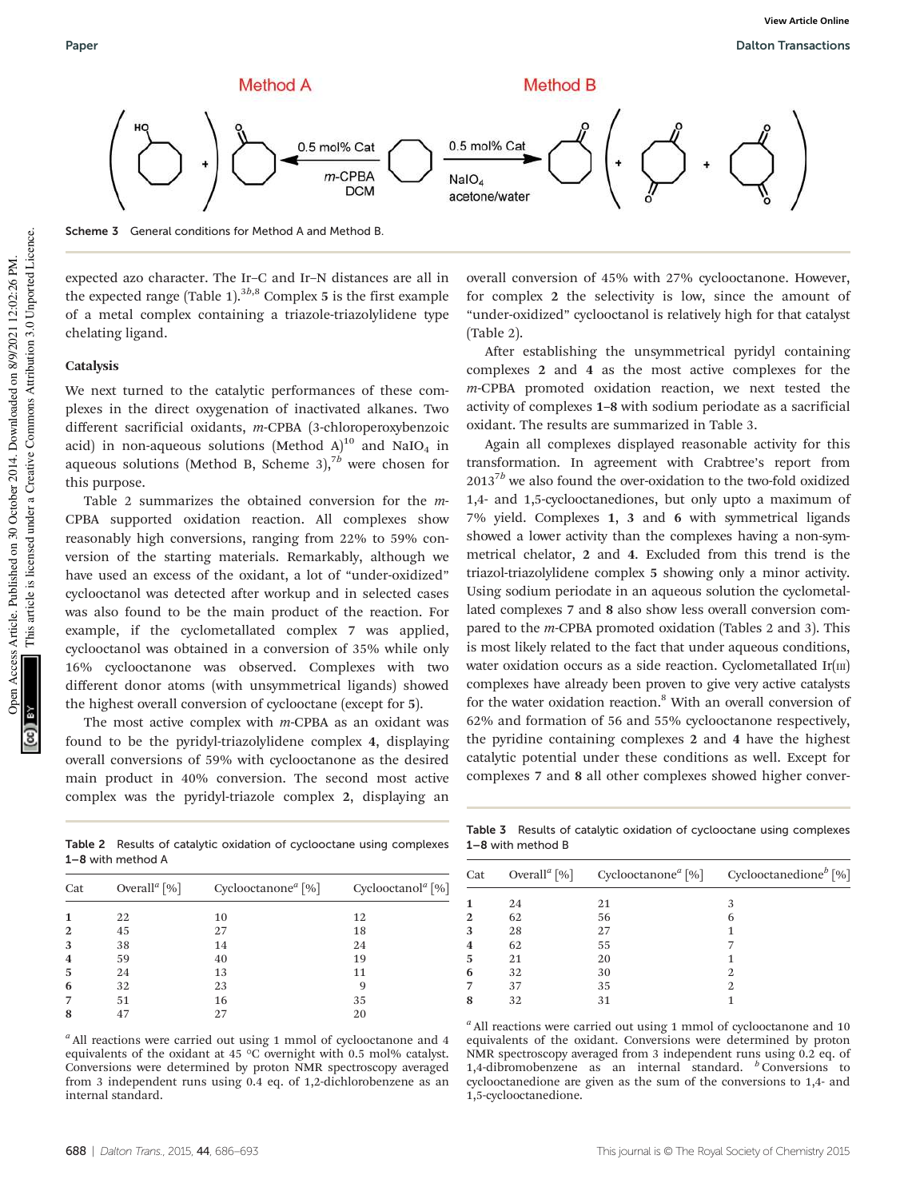Method A

Method B

0.5 mol% Cat

*m*-CPBA DCM

0.5 mol% Cat

$NaIO_4$ acetone/water

Scheme 3 General conditions for Method A and Method B.

expected azo character. The Ir–C and Ir–N distances are all in the expected range (Table 1).[3b,8] Complex **5** is the first example of a metal complex containing a triazole-triazolylidene type chelating ligand.

### Catalysis

We next turned to the catalytic performances of these complexes in the direct oxygenation of inactivated alkanes. Two different sacrificial oxidants, *m*-CPBA (3-chloroperoxybenzoic acid) in non-aqueous solutions (Method A)[10] and $NaIO_4$ in aqueous solutions (Method B, Scheme 3),[7b] were chosen for this purpose.

Table 2 summarizes the obtained conversion for the *m*-CPBA supported oxidation reaction. All complexes show reasonably high conversions, ranging from 22% to 59% conversion of the starting materials. Remarkably, although we have used an excess of the oxidant, a lot of "under-oxidized" cyclooctanol was detected after workup and in selected cases was also found to be the main product of the reaction. For example, if the cyclometallated complex **7** was applied, cyclooctanol was obtained in a conversion of 35% while only 16% cyclooctanone was observed. Complexes with two different donor atoms (with unsymmetrical ligands) showed the highest overall conversion of cyclooctane (except for **5**).

The most active complex with *m*-CPBA as an oxidant was found to be the pyridyl-triazolylidene complex **4**, displaying overall conversions of 59% with cyclooctanone as the desired main product in 40% conversion. The second most active complex was the pyridyl-triazole complex **2**, displaying an overall conversion of 45% with 27% cyclooctanone. However, for complex **2** the selectivity is low, since the amount of "under-oxidized" cyclooctanol is relatively high for that catalyst (Table 2).

After establishing the unsymmetrical pyridyl containing complexes **2** and **4** as the most active complexes for the *m*-CPBA promoted oxidation reaction, we next tested the activity of complexes **1–8** with sodium periodate as a sacrificial oxidant. The results are summarized in Table 3.

Again all complexes displayed reasonable activity for this transformation. In agreement with Crabtree's report from 2013[7b] we also found the over-oxidation to the two-fold oxidized 1,4- and 1,5-cyclooctanediones, but only upto a maximum of 7% yield. Complexes **1**, **3** and **6** with symmetrical ligands showed a lower activity than the complexes having a non-symmetrical chelator, **2** and **4**. Excluded from this trend is the triazol-triazolylidene complex **5** showing only a minor activity. Using sodium periodate in an aqueous solution the cyclometallated complexes **7** and **8** also show less overall conversion compared to the *m*-CPBA promoted oxidation (Tables 2 and 3). This is most likely related to the fact that under aqueous conditions, water oxidation occurs as a side reaction. Cyclometallated Ir(III) complexes have already been proven to give very active catalysts for the water oxidation reaction.[8] With an overall conversion of 62% and formation of 56 and 55% cyclooctanone respectively, the pyridine containing complexes **2** and **4** have the highest catalytic potential under these conditions as well. Except for complexes **7** and **8** all other complexes showed higher conver-

Table 2 Results of catalytic oxidation of cyclooctane using complexes **1–8** with method A

| Cat | Overall[a] [%] | Cyclooctanone[a] [%] | Cyclooctanol[a] [%] |
|---|---|---|---|
| **1** | 22 | 10 | 12 |
| **2** | 45 | 27 | 18 |
| **3** | 38 | 14 | 24 |
| **4** | 59 | 40 | 19 |
| **5** | 24 | 13 | 11 |
| **6** | 32 | 23 | 9 |
| **7** | 51 | 16 | 35 |
| **8** | 47 | 27 | 20 |

[a] All reactions were carried out using 1 mmol of cyclooctanone and 4 equivalents of the oxidant at 45 °C overnight with 0.5 mol% catalyst. Conversions were determined by proton NMR spectroscopy averaged from 3 independent runs using 0.4 eq. of 1,2-dichlorobenzene as an internal standard.

Table 3 Results of catalytic oxidation of cyclooctane using complexes **1–8** with method B

| Cat | Overall[a] [%] | Cyclooctanone[a] [%] | Cyclooctanedione[b] [%] |
|---|---|---|---|
| **1** | 24 | 21 | 3 |
| **2** | 62 | 56 | 6 |
| **3** | 28 | 27 | 1 |
| **4** | 62 | 55 | 7 |
| **5** | 21 | 20 | 1 |
| **6** | 32 | 30 | 2 |
| **7** | 37 | 35 | 2 |
| **8** | 32 | 31 | 1 |

[a] All reactions were carried out using 1 mmol of cyclooctanone and 10 equivalents of the oxidant. Conversions were determined by proton NMR spectroscopy averaged from 3 independent runs using 0.2 eq. of 1,4-dibromobenzene as an internal standard. [b] Conversions to cyclooctanedione are given as the sum of the conversions to 1,4- and 1,5-cyclooctanedione.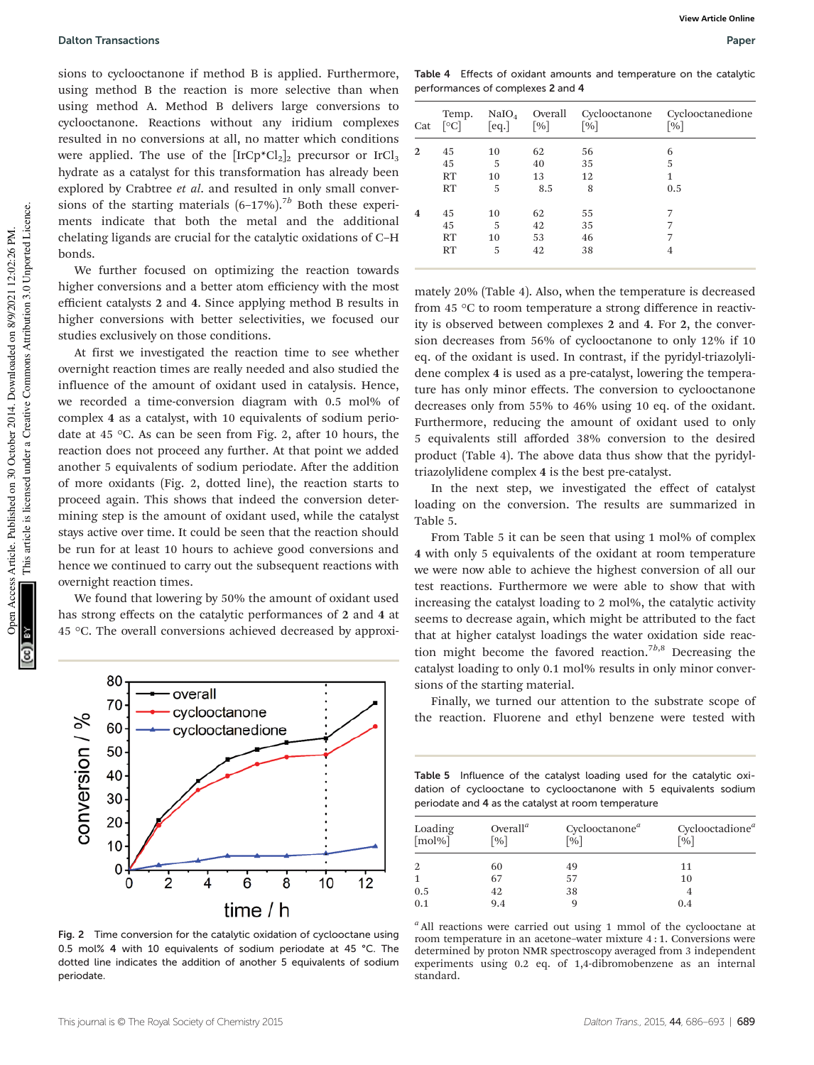sions to cyclooctanone if method B is applied. Furthermore, using method B the reaction is more selective than when using method A. Method B delivers large conversions to cyclooctanone. Reactions without any iridium complexes resulted in no conversions at all, no matter which conditions were applied. The use of the $[IrCp^*Cl_2]_2$ precursor or $IrCl_3$ hydrate as a catalyst for this transformation has already been explored by Crabtree *et al.* and resulted in only small conversions of the starting materials (6–17%).[7b] Both these experiments indicate that both the metal and the additional chelating ligands are crucial for the catalytic oxidations of C–H bonds.

We further focused on optimizing the reaction towards higher conversions and a better atom efficiency with the most efficient catalysts **2** and **4**. Since applying method B results in higher conversions with better selectivities, we focused our studies exclusively on those conditions.

At first we investigated the reaction time to see whether overnight reaction times are really needed and also studied the influence of the amount of oxidant used in catalysis. Hence, we recorded a time-conversion diagram with 0.5 mol% of complex **4** as a catalyst, with 10 equivalents of sodium periodate at 45 °C. As can be seen from Fig. 2, after 10 hours, the reaction does not proceed any further. At that point we added another 5 equivalents of sodium periodate. After the addition of more oxidants (Fig. 2, dotted line), the reaction starts to proceed again. This shows that indeed the conversion determining step is the amount of oxidant used, while the catalyst stays active over time. It could be seen that the reaction should be run for at least 10 hours to achieve good conversions and hence we continued to carry out the subsequent reactions with overnight reaction times.

We found that lowering by 50% the amount of oxidant used has strong effects on the catalytic performances of **2** and **4** at 45 °C. The overall conversions achieved decreased by approximately 20% (Table 4). Also, when the temperature is decreased from 45 °C to room temperature a strong difference in reactivity is observed between complexes **2** and **4**. For **2**, the conversion decreases from 56% of cyclooctanone to only 12% if 10 eq. of the oxidant is used. In contrast, if the pyridyl-triazolylidene complex **4** is used as a pre-catalyst, lowering the temperature has only minor effects. The conversion to cyclooctanone decreases only from 55% to 46% using 10 eq. of the oxidant. Furthermore, reducing the amount of oxidant used to only 5 equivalents still afforded 38% conversion to the desired product (Table 4). The above data thus show that the pyridyl-triazolylidene complex **4** is the best pre-catalyst.

Fig. 2 Time conversion for the catalytic oxidation of cyclooctane using 0.5 mol% **4** with 10 equivalents of sodium periodate at 45 °C. The dotted line indicates the addition of another 5 equivalents of sodium periodate.

Table 4 Effects of oxidant amounts and temperature on the catalytic performances of complexes **2** and **4**

| Cat | Temp. [°C] | $NaIO_4$ [eq.] | Overall [%] | Cyclooctanone [%] | Cyclooctanedione [%] |
|---|---|---|---|---|---|
| **2** | 45 | 10 | 62 | 56 | 6 |
| | 45 | 5 | 40 | 35 | 5 |
| | RT | 10 | 13 | 12 | 1 |
| | RT | 5 | 8.5 | 8 | 0.5 |
| **4** | 45 | 10 | 62 | 55 | 7 |
| | 45 | 5 | 42 | 35 | 7 |
| | RT | 10 | 53 | 46 | 7 |
| | RT | 5 | 42 | 38 | 4 |

In the next step, we investigated the effect of catalyst loading on the conversion. The results are summarized in Table 5.

From Table 5 it can be seen that using 1 mol% of complex **4** with only 5 equivalents of the oxidant at room temperature we were now able to achieve the highest conversion of all our test reactions. Furthermore we were able to show that with increasing the catalyst loading to 2 mol%, the catalytic activity seems to decrease again, which might be attributed to the fact that at higher catalyst loadings the water oxidation side reaction might become the favored reaction.[7b,8] Decreasing the catalyst loading to only 0.1 mol% results in only minor conversions of the starting material.

Finally, we turned our attention to the substrate scope of the reaction. Fluorene and ethyl benzene were tested with

Table 5 Influence of the catalyst loading used for the catalytic oxidation of cyclooctane to cyclooctanone with 5 equivalents sodium periodate and **4** as the catalyst at room temperature

| Loading [mol%] | Overall[a] [%] | Cyclooctanone[a] [%] | Cyclooctadione[a] [%] |
|---|---|---|---|
| 2 | 60 | 49 | 11 |
| 1 | 67 | 57 | 10 |
| 0.5 | 42 | 38 | 4 |
| 0.1 | 9.4 | 9 | 0.4 |

[a] All reactions were carried out using 1 mmol of the cyclooctane at room temperature in an acetone–water mixture 4 : 1. Conversions were determined by proton NMR spectroscopy averaged from 3 independent experiments using 0.2 eq. of 1,4-dibromobenzene as an internal standard.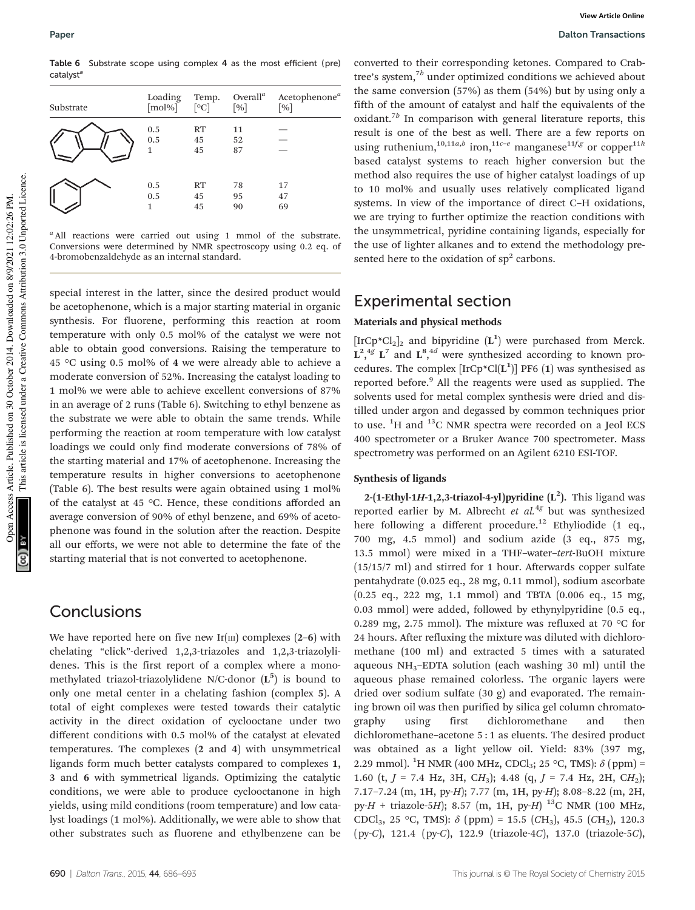Table 6 Substrate scope using complex 4 as the most efficient (pre) catalyst[a]

| Substrate | Loading [mol%] | Temp. [°C] | Overall[a] [%] | Acetophenone[a] [%] |
|---|---|---|---|---|
| Fluorene | 0.5 | RT | 11 | — |
| | 0.5 | 45 | 52 | — |
| | 1 | 45 | 87 | — |
| Ethylbenzene | 0.5 | RT | 78 | 17 |
| | 0.5 | 45 | 95 | 47 |
| | 1 | 45 | 90 | 69 |

[a] All reactions were carried out using 1 mmol of the substrate. Conversions were determined by NMR spectroscopy using 0.2 eq. of 4-bromobenzaldehyde as an internal standard.

special interest in the latter, since the desired product would be acetophenone, which is a major starting material in organic synthesis. For fluorene, performing this reaction at room temperature with only 0.5 mol% of the catalyst we were not able to obtain good conversions. Raising the temperature to 45 °C using 0.5 mol% of **4** we were already able to achieve a moderate conversion of 52%. Increasing the catalyst loading to 1 mol% we were able to achieve excellent conversions of 87% in an average of 2 runs (Table 6). Switching to ethyl benzene as the substrate we were able to obtain the same trends. While performing the reaction at room temperature with low catalyst loadings we could only find moderate conversions of 78% of the starting material and 17% of acetophenone. Increasing the temperature results in higher conversions to acetophenone (Table 6). The best results were again obtained using 1 mol% of the catalyst at 45 °C. Hence, these conditions afforded an average conversion of 90% of ethyl benzene, and 69% of acetophenone was found in the solution after the reaction. Despite all our efforts, we were not able to determine the fate of the starting material that is not converted to acetophenone.

## Conclusions

We have reported here on five new Ir(III) complexes (**2**–**6**) with chelating "click"-derived 1,2,3-triazoles and 1,2,3-triazolylidenes. This is the first report of a complex where a monomethylated triazol-triazolylidene N/C-donor ($L^5$) is bound to only one metal center in a chelating fashion (complex **5**). A total of eight complexes were tested towards their catalytic activity in the direct oxidation of cyclooctane under two different conditions with 0.5 mol% of the catalyst at elevated temperatures. The complexes (**2** and **4**) with unsymmetrical ligands form much better catalysts compared to complexes **1**, **3** and **6** with symmetrical ligands. Optimizing the catalytic conditions, we were able to produce cyclooctanone in high yields, using mild conditions (room temperature) and low catalyst loadings (1 mol%). Additionally, we were able to show that other substrates such as fluorene and ethylbenzene can be converted to their corresponding ketones. Compared to Crabtree's system,[7b] under optimized conditions we achieved about the same conversion (57%) as them (54%) but by using only a fifth of the amount of catalyst and half the equivalents of the oxidant.[7b] In comparison with general literature reports, this result is one of the best as well. There are a few reports on using ruthenium,[10,11a,b] iron,[11c–e] manganese[11f,g] or copper[11h] based catalyst systems to reach higher conversion but the method also requires the use of higher catalyst loadings of up to 10 mol% and usually uses relatively complicated ligand systems. In view of the importance of direct C–H oxidations, we are trying to further optimize the reaction conditions with the unsymmetrical, pyridine containing ligands, especially for the use of lighter alkanes and to extend the methodology presented here to the oxidation of $sp^2$ carbons.

## Experimental section

### Materials and physical methods

$[IrCp^*Cl_2]_2$ and bipyridine ($L^1$) were purchased from Merck. $L^2$,[4g] $L^7$ and $L^8$,[4d] were synthesized according to known procedures. The complex $[IrCp^*Cl(L^1)]$ PF6 (**1**) was synthesised as reported before.[9] All the reagents were used as supplied. The solvents used for metal complex synthesis were dried and distilled under argon and degassed by common techniques prior to use. $^1H$ and $^{13}C$ NMR spectra were recorded on a Jeol ECS 400 spectrometer or a Bruker Avance 700 spectrometer. Mass spectrometry was performed on an Agilent 6210 ESI-TOF.

### Synthesis of ligands

**2-(1-Ethyl-1*H*-1,2,3-triazol-4-yl)pyridine ($L^2$).** This ligand was reported earlier by M. Albrecht *et al.*[4g] but was synthesized here following a different procedure.[12] Ethyliodide (1 eq., 700 mg, 4.5 mmol) and sodium azide (3 eq., 875 mg, 13.5 mmol) were mixed in a THF–water–*tert*-BuOH mixture (15/15/7 ml) and stirred for 1 hour. Afterwards copper sulfate pentahydrate (0.025 eq., 28 mg, 0.11 mmol), sodium ascorbate (0.25 eq., 222 mg, 1.1 mmol) and TBTA (0.006 eq., 15 mg, 0.03 mmol) were added, followed by ethynylpyridine (0.5 eq., 0.289 mg, 2.75 mmol). The mixture was refluxed at 70 °C for 24 hours. After refluxing the mixture was diluted with dichloromethane (100 ml) and extracted 5 times with a saturated aqueous $NH_3$–EDTA solution (each washing 30 ml) until the aqueous phase remained colorless. The organic layers were dried over sodium sulfate (30 g) and evaporated. The remaining brown oil was then purified by silica gel column chromatography using first dichloromethane and then dichloromethane–acetone 5 : 1 as eluents. The desired product was obtained as a light yellow oil. Yield: 83% (397 mg, 2.29 mmol). $^1H$ NMR (400 MHz, $CDCl_3$; 25 °C, TMS): $\delta$ (ppm) = 1.60 (t, $J$ = 7.4 Hz, 3H, $CH_3$); 4.48 (q, $J$ = 7.4 Hz, 2H, $CH_2$); 7.17–7.24 (m, 1H, py-*H*); 7.77 (m, 1H, py-*H*); 8.08–8.22 (m, 2H, py-*H* + triazole-5*H*); 8.57 (m, 1H, py-*H*) $^{13}C$ NMR (100 MHz, $CDCl_3$, 25 °C, TMS): $\delta$ (ppm) = 15.5 ($CH_3$), 45.5 ($CH_2$), 120.3 (py-*C*), 121.4 (py-*C*), 122.9 (triazole-4*C*), 137.0 (triazole-5*C*),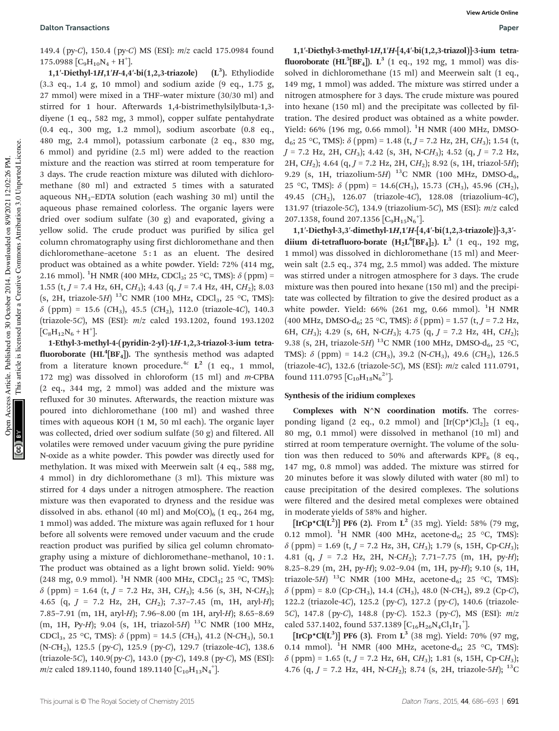149.4 (py-*C*), 150.4 (py-*C*) MS (ESI): *m*/*z* cacld 175.0984 found 175.0988 $[C_9H_{10}N_4 + H^+]$.

**1,1′-Diethyl-1*H*,1′*H*-4,4′-bi(1,2,3-triazole) ($L^3$).** Ethyliodide (3.3 eq., 1.4 g, 10 mmol) and sodium azide (9 eq., 1.75 g, 27 mmol) were mixed in a THF–water mixture (30/30 ml) and stirred for 1 hour. Afterwards 1,4-bistrimethylsilylbuta-1,3-diyene (1 eq., 582 mg, 3 mmol), copper sulfate pentahydrate (0.4 eq., 300 mg, 1.2 mmol), sodium ascorbate (0.8 eq., 480 mg, 2.4 mmol), potassium carbonate (2 eq., 830 mg, 6 mmol) and pyridine (2.5 ml) were added to the reaction mixture and the reaction was stirred at room temperature for 3 days. The crude reaction mixture was diluted with dichloromethane (80 ml) and extracted 5 times with a saturated aqueous $NH_3$–EDTA solution (each washing 30 ml) until the aqueous phase remained colorless. The organic layers were dried over sodium sulfate (30 g) and evaporated, giving a yellow solid. The crude product was purified by silica gel column chromatography using first dichloromethane and then dichloromethane–acetone 5 : 1 as an eluent. The desired product was obtained as a white powder. Yield: 72% (414 mg, 2.16 mmol). $^1$H NMR (400 MHz, $CDCl_3$; 25 °C, TMS): $\delta$ (ppm) = 1.55 (t, *J* = 7.4 Hz, 6H, $CH_3$); 4.43 (q, *J* = 7.4 Hz, 4H, $CH_2$); 8.03 (s, 2H, triazole-5*H*) $^{13}$C NMR (100 MHz, $CDCl_3$, 25 °C, TMS): $\delta$ (ppm) = 15.6 ($CH_3$), 45.5 ($CH_2$), 112.0 (triazole-4*C*), 140.3 (triazole-5*C*), MS (ESI): *m*/*z* calcd 193.1202, found 193.1202 $[C_8H_{12}N_6 + H^+]$.

**1-Ethyl-3-methyl-4-(pyridin-2-yl)-1*H*-1,2,3-triazol-3-ium tetrafluoroborate ($HL^4[BF_4]$).** The synthesis method was adapted from a literature known procedure.[4c] $L^2$ (1 eq., 1 mmol, 172 mg) was dissolved in chloroform (15 ml) and *m*-CPBA (2 eq., 344 mg, 2 mmol) was added and the mixture was refluxed for 30 minutes. Afterwards, the reaction mixture was poured into dichloromethane (100 ml) and washed three times with aqueous KOH (1 M, 50 ml each). The organic layer was collected, dried over sodium sulfate (50 g) and filtered. All volatiles were removed under vacuum giving the pure pyridine N-oxide as a white powder. This powder was directly used for methylation. It was mixed with Meerwein salt (4 eq., 588 mg, 4 mmol) in dry dichloromethane (3 ml). This mixture was stirred for 4 days under a nitrogen atmosphere. The reaction mixture was then evaporated to dryness and the residue was dissolved in abs. ethanol (40 ml) and $Mo(CO)_6$ (1 eq., 264 mg, 1 mmol) was added. The mixture was again refluxed for 1 hour before all solvents were removed under vacuum and the crude reaction product was purified by silica gel column chromatography using a mixture of dichloromethane–methanol, 10 : 1. The product was obtained as a light brown solid. Yield: 90% (248 mg, 0.9 mmol). $^1$H NMR (400 MHz, $CDCl_3$; 25 °C, TMS): $\delta$ (ppm) = 1.64 (t, *J* = 7.2 Hz, 3H, $CH_3$); 4.56 (s, 3H, N-$CH_3$); 4.65 (q, *J* = 7.2 Hz, 2H, $CH_2$); 7.37–7.45 (m, 1H, aryl-*H*); 7.85–7.91 (m, 1H, aryl-*H*); 7.96–8.00 (m 1H, aryl-*H*); 8.65–8.69 (m, 1H, Py-*H*); 9.04 (s, 1H, triazol-5*H*) $^{13}$C NMR (100 MHz, $CDCl_3$, 25 °C, TMS): $\delta$ (ppm) = 14.5 ($CH_3$), 41.2 (N-$CH_3$), 50.1 (N-$CH_2$), 125.5 (py-*C*), 125.9 (py-*C*), 129.7 (triazole-4*C*), 138.6 (triazole-5*C*), 140.9(py-*C*), 143.0 (py-*C*), 149.8 (py-*C*), MS (ESI): *m*/*z* calcd 189.1140, found 189.1140 $[C_{10}H_{13}N_4^+]$.

**1,1′-Diethyl-3-methyl-1*H*,1′*H*-[4,4′-bi(1,2,3-triazol)]-3-ium tetrafluoroborate ($HL^5[BF_4]$).** $L^3$ (1 eq., 192 mg, 1 mmol) was dissolved in dichloromethane (15 ml) and Meerwein salt (1 eq., 149 mg, 1 mmol) was added. The mixture was stirred under a nitrogen atmosphere for 3 days. The crude mixture was poured into hexane (150 ml) and the precipitate was collected by filtration. The desired product was obtained as a white powder. Yield: 66% (196 mg, 0.66 mmol). $^1$H NMR (400 MHz, DMSO-d$_6$; 25 °C, TMS): $\delta$ (ppm) = 1.48 (t, *J* = 7.2 Hz, 2H, $CH_3$); 1.54 (t, *J* = 7.2 Hz, 2H, $CH_3$); 4.42 (s, 3H, N-$CH_3$); 4.52 (q, *J* = 7.2 Hz, 2H, $CH_2$); 4.64 (q, *J* = 7.2 Hz, 2H, $CH_2$); 8.92 (s, 1H, triazol-5*H*); 9.29 (s, 1H, triazolium-5*H*) $^{13}$C NMR (100 MHz, DMSO-d$_6$, 25 °C, TMS): $\delta$ (ppm) = 14.6($CH_3$), 15.73 ($CH_3$), 45.96 ($CH_2$), 49.45 ($CH_2$), 126.07 (triazole-4*C*), 128.08 (triazolium-4*C*), 131.97 (triazole-5*C*), 134.9 (triazolium-5*C*), MS (ESI): *m*/*z* calcd 207.1358, found 207.1356 $[C_9H_{15}N_6^+]$.

**1,1′-Diethyl-3,3′-dimethyl-1*H*,1′*H*-[4,4′-bi(1,2,3-triazole)]-3,3′-diium di-tetrafluoro-borate ($H_2L^6[BF_4]_2$).** $L^3$ (1 eq., 192 mg, 1 mmol) was dissolved in dichloromethane (15 ml) and Meerwein salt (2.5 eq., 374 mg, 2.5 mmol) was added. The mixture was stirred under a nitrogen atmosphere for 3 days. The crude mixture was then poured into hexane (150 ml) and the precipitate was collected by filtration to give the desired product as a white powder. Yield: 66% (261 mg, 0.66 mmol). $^1$H NMR (400 MHz, DMSO-d$_6$; 25 °C, TMS): $\delta$ (ppm) = 1.57 (t, *J* = 7.2 Hz, 6H, $CH_3$); 4.29 (s, 6H, N-$CH_3$); 4.75 (q, *J* = 7.2 Hz, 4H, $CH_2$); 9.38 (s, 2H, triazole-5*H*) $^{13}$C NMR (100 MHz, DMSO-d$_6$, 25 °C, TMS): $\delta$ (ppm) = 14.2 ($CH_3$), 39.2 (N-$CH_3$), 49.6 ($CH_2$), 126.5 (triazole-4*C*), 132.6 (triazole-5*C*), MS (ESI): *m*/*z* calcd 111.0791, found 111.0795 $[C_{10}H_{18}N_6^{2+}]$.

### Synthesis of the iridium complexes

**Complexes with N^N coordination motifs.** The corresponding ligand (2 eq., 0.2 mmol) and $[Ir(Cp^*)Cl_2]_2$ (1 eq., 80 mg, 0.1 mmol) were dissolved in methanol (10 ml) and stirred at room temperature overnight. The volume of the solution was then reduced to 50% and afterwards $KPF_6$ (8 eq., 147 mg, 0.8 mmol) was added. The mixture was stirred for 20 minutes before it was slowly diluted with water (80 ml) to cause precipitation of the desired complexes. The solutions were filtered and the desired metal complexes were obtained in moderate yields of 58% and higher.

**$[IrCp^*Cl(L^2)]$ PF6 (2).** From $L^2$ (35 mg). Yield: 58% (79 mg, 0.12 mmol). $^1$H NMR (400 MHz, acetone-d$_6$; 25 °C, TMS): $\delta$ (ppm) = 1.69 (t, *J* = 7.2 Hz, 3H, $CH_3$); 1.79 (s, 15H, Cp-$CH_3$); 4.81 (q, *J* = 7.2 Hz, 2H, N-$CH_2$); 7.71–7.75 (m, 1H, py-*H*); 8.25–8.29 (m, 2H, py-*H*); 9.02–9.04 (m, 1H, py-*H*); 9.10 (s, 1H, triazole-5*H*) $^{13}$C NMR (100 MHz, acetone-d$_6$; 25 °C, TMS): $\delta$ (ppm) = 8.0 (Cp-$CH_3$), 14.4 ($CH_3$), 48.0 (N-$CH_2$), 89.2 (Cp-*C*), 122.2 (triazole-4*C*), 125.2 (py-*C*), 127.2 (py-*C*), 140.6 (triazole-5*C*), 147.8 (py-*C*), 148.8 (py-*C*). 152.3 (py-*C*), MS (ESI): *m*/*z* calcd 537.1402, found 537.1389 $[C_{16}H_{26}N_4Cl_1Ir_1^+]$.

**$[IrCp^*Cl(L^3)]$ PF6 (3).** From $L^3$ (38 mg). Yield: 70% (97 mg, 0.14 mmol). $^1$H NMR (400 MHz, acetone-d$_6$; 25 °C, TMS): $\delta$ (ppm) = 1.65 (t, *J* = 7.2 Hz, 6H, $CH_3$); 1.81 (s, 15H, Cp-$CH_3$); 4.76 (q, *J* = 7.2 Hz, 4H, N-$CH_2$); 8.74 (s, 2H, triazole-5*H*); $^{13}$C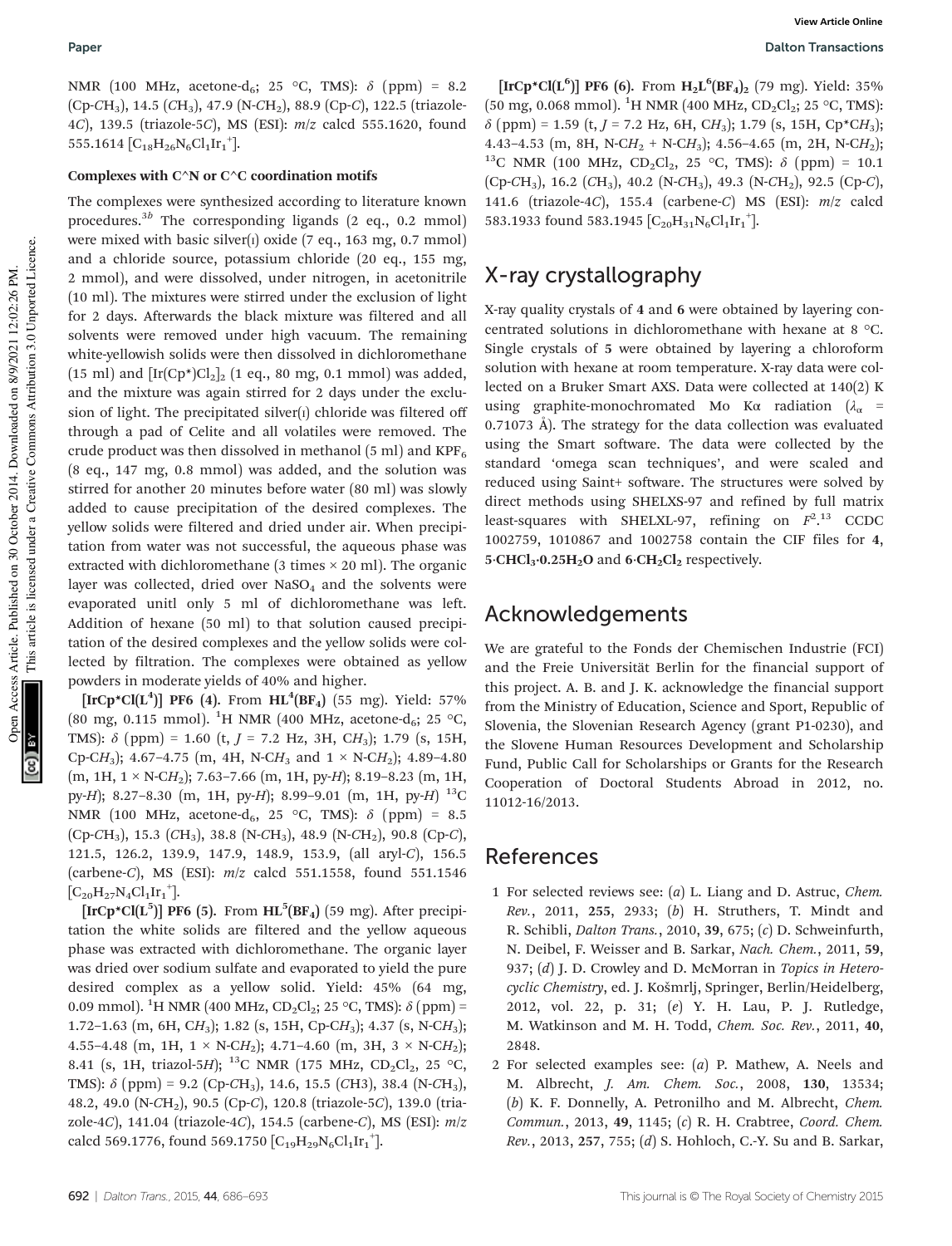NMR (100 MHz, acetone-d$_6$; 25 °C, TMS): δ (ppm) = 8.2 (Cp-CH$_3$), 14.5 (CH$_3$), 47.9 (N-CH$_2$), 88.9 (Cp-C), 122.5 (triazole-4C), 139.5 (triazole-5C), MS (ESI): m/z calcd 555.1620, found 555.1614 [$C_{18}H_{26}N_6Cl_1Ir_1^+$].

### Complexes with C^N or C^C coordination motifs

The complexes were synthesized according to literature known procedures.[3b] The corresponding ligands (2 eq., 0.2 mmol) were mixed with basic silver(I) oxide (7 eq., 163 mg, 0.7 mmol) and a chloride source, potassium chloride (20 eq., 155 mg, 2 mmol), and were dissolved, under nitrogen, in acetonitrile (10 ml). The mixtures were stirred under the exclusion of light for 2 days. Afterwards the black mixture was filtered and all solvents were removed under high vacuum. The remaining white-yellowish solids were then dissolved in dichloromethane (15 ml) and [Ir(Cp*)Cl$_2$]$_2$ (1 eq., 80 mg, 0.1 mmol) was added, and the mixture was again stirred for 2 days under the exclusion of light. The precipitated silver(I) chloride was filtered off through a pad of Celite and all volatiles were removed. The crude product was then dissolved in methanol (5 ml) and KPF$_6$ (8 eq., 147 mg, 0.8 mmol) was added, and the solution was stirred for another 20 minutes before water (80 ml) was slowly added to cause precipitation of the desired complexes. The yellow solids were filtered and dried under air. When precipitation from water was not successful, the aqueous phase was extracted with dichloromethane (3 times × 20 ml). The organic layer was collected, dried over NaSO$_4$ and the solvents were evaporated unitl only 5 ml of dichloromethane was left. Addition of hexane (50 ml) to that solution caused precipitation of the desired complexes and the yellow solids were collected by filtration. The complexes were obtained as yellow powders in moderate yields of 40% and higher.

**[IrCp*Cl(L$^4$)] PF6 (4).** From **HL$^4$(BF$_4$)** (55 mg). Yield: 57% (80 mg, 0.115 mmol). $^1$H NMR (400 MHz, acetone-d$_6$; 25 °C, TMS): δ (ppm) = 1.60 (t, J = 7.2 Hz, 3H, CH$_3$); 1.79 (s, 15H, Cp-CH$_3$); 4.67–4.75 (m, 4H, N-CH$_3$ and 1 × N-CH$_2$); 4.89–4.80 (m, 1H, 1 × N-CH$_2$); 7.63–7.66 (m, 1H, py-H); 8.19–8.23 (m, 1H, py-H); 8.27–8.30 (m, 1H, py-H); 8.99–9.01 (m, 1H, py-H) $^{13}$C NMR (100 MHz, acetone-d$_6$, 25 °C, TMS): δ (ppm) = 8.5 (Cp-CH$_3$), 15.3 (CH$_3$), 38.8 (N-CH$_3$), 48.9 (N-CH$_2$), 90.8 (Cp-C), 121.5, 126.2, 139.9, 147.9, 148.9, 153.9, (all aryl-C), 156.5 (carbene-C), MS (ESI): m/z calcd 551.1558, found 551.1546 [$C_{20}H_{27}N_4Cl_1Ir_1^+$].

**[IrCp*Cl(L$^5$)] PF6 (5).** From **HL$^5$(BF$_4$)** (59 mg). After precipitation the white solids are filtered and the yellow aqueous phase was extracted with dichloromethane. The organic layer was dried over sodium sulfate and evaporated to yield the pure desired complex as a yellow solid. Yield: 45% (64 mg, 0.09 mmol). $^1$H NMR (400 MHz, CD$_2$Cl$_2$; 25 °C, TMS): δ (ppm) = 1.72–1.63 (m, 6H, CH$_3$); 1.82 (s, 15H, Cp-CH$_3$); 4.37 (s, N-CH$_3$); 4.55–4.48 (m, 1H, 1 × N-CH$_2$); 4.71–4.60 (m, 3H, 3 × N-CH$_2$); 8.41 (s, 1H, triazol-5H); $^{13}$C NMR (175 MHz, CD$_2$Cl$_2$, 25 °C, TMS): δ (ppm) = 9.2 (Cp-CH$_3$), 14.6, 15.5 (CH3), 38.4 (N-CH$_3$), 48.2, 49.0 (N-CH$_2$), 90.5 (Cp-C), 120.8 (triazole-5C), 139.0 (triazole-4C), 141.04 (triazole-4C), 154.5 (carbene-C), MS (ESI): m/z calcd 569.1776, found 569.1750 [$C_{19}H_{29}N_6Cl_1Ir_1^+$].

**[IrCp*Cl(L$^6$)] PF6 (6).** From **H$_2$L$^6$(BF$_4$)$_2$** (79 mg). Yield: 35% (50 mg, 0.068 mmol). $^1$H NMR (400 MHz, CD$_2$Cl$_2$; 25 °C, TMS): δ (ppm) = 1.59 (t, J = 7.2 Hz, 6H, CH$_3$); 1.79 (s, 15H, Cp*CH$_3$); 4.43–4.53 (m, 8H, N-CH$_2$ + N-CH$_3$); 4.56–4.65 (m, 2H, N-CH$_2$); $^{13}$C NMR (100 MHz, CD$_2$Cl$_2$, 25 °C, TMS): δ (ppm) = 10.1 (Cp-CH$_3$), 16.2 (CH$_3$), 40.2 (N-CH$_3$), 49.3 (N-CH$_2$), 92.5 (Cp-C), 141.6 (triazole-4C), 155.4 (carbene-C) MS (ESI): m/z calcd 583.1933 found 583.1945 [$C_{20}H_{31}N_6Cl_1Ir_1^+$].

## X-ray crystallography

X-ray quality crystals of **4** and **6** were obtained by layering concentrated solutions in dichloromethane with hexane at 8 °C. Single crystals of **5** were obtained by layering a chloroform solution with hexane at room temperature. X-ray data were collected on a Bruker Smart AXS. Data were collected at 140(2) K using graphite-monochromated Mo Kα radiation ($\lambda_\alpha$ = 0.71073 Å). The strategy for the data collection was evaluated using the Smart software. The data were collected by the standard 'omega scan techniques', and were scaled and reduced using Saint+ software. The structures were solved by direct methods using SHELXS-97 and refined by full matrix least-squares with SHELXL-97, refining on $F^2$.[13] CCDC 1002759, 1010867 and 1002758 contain the CIF files for **4**, **5·CHCl$_3$·0.25H$_2$O** and **6·CH$_2$Cl$_2$** respectively.

## Acknowledgements

We are grateful to the Fonds der Chemischen Industrie (FCI) and the Freie Universität Berlin for the financial support of this project. A. B. and J. K. acknowledge the financial support from the Ministry of Education, Science and Sport, Republic of Slovenia, the Slovenian Research Agency (grant P1-0230), and the Slovene Human Resources Development and Scholarship Fund, Public Call for Scholarships or Grants for the Research Cooperation of Doctoral Students Abroad in 2012, no. 11012-16/2013.

## References

1 For selected reviews see: (a) L. Liang and D. Astruc, *Chem. Rev.*, 2011, **255**, 2933; (b) H. Struthers, T. Mindt and R. Schibli, *Dalton Trans.*, 2010, **39**, 675; (c) D. Schweinfurth, N. Deibel, F. Weisser and B. Sarkar, *Nach. Chem.*, 2011, **59**, 937; (d) J. D. Crowley and D. McMorran in *Topics in Heterocyclic Chemistry*, ed. J. Košmrlj, Springer, Berlin/Heidelberg, 2012, vol. 22, p. 31; (e) Y. H. Lau, P. J. Rutledge, M. Watkinson and M. H. Todd, *Chem. Soc. Rev.*, 2011, **40**, 2848.

2 For selected examples see: (a) P. Mathew, A. Neels and M. Albrecht, *J. Am. Chem. Soc.*, 2008, **130**, 13534; (b) K. F. Donnelly, A. Petronilho and M. Albrecht, *Chem. Commun.*, 2013, **49**, 1145; (c) R. H. Crabtree, *Coord. Chem. Rev.*, 2013, **257**, 755; (d) S. Hohloch, C.-Y. Su and B. Sarkar,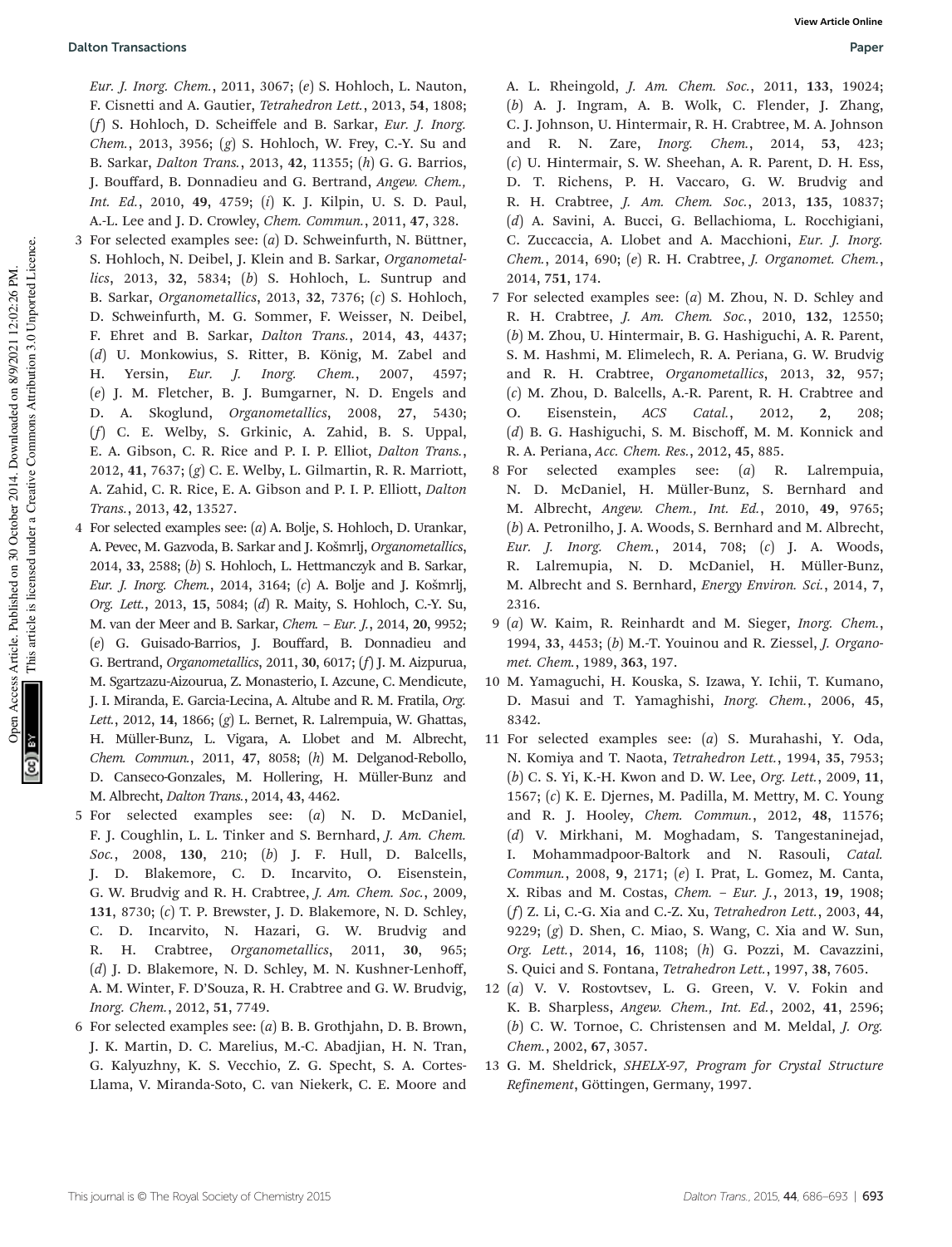*Eur. J. Inorg. Chem.*, 2011, 3067; (*e*) S. Hohloch, L. Nauton, F. Cisnetti and A. Gautier, *Tetrahedron Lett.*, 2013, **54**, 1808; (*f*) S. Hohloch, D. Scheiffele and B. Sarkar, *Eur. J. Inorg. Chem.*, 2013, 3956; (*g*) S. Hohloch, W. Frey, C.-Y. Su and B. Sarkar, *Dalton Trans.*, 2013, **42**, 11355; (*h*) G. G. Barrios, J. Bouffard, B. Donnadieu and G. Bertrand, *Angew. Chem., Int. Ed.*, 2010, **49**, 4759; (*i*) K. J. Kilpin, U. S. D. Paul, A.-L. Lee and J. D. Crowley, *Chem. Commun.*, 2011, **47**, 328.

3 For selected examples see: (*a*) D. Schweinfurth, N. Büttner, S. Hohloch, N. Deibel, J. Klein and B. Sarkar, *Organometallics*, 2013, **32**, 5834; (*b*) S. Hohloch, L. Suntrup and B. Sarkar, *Organometallics*, 2013, **32**, 7376; (*c*) S. Hohloch, D. Schweinfurth, M. G. Sommer, F. Weisser, N. Deibel, F. Ehret and B. Sarkar, *Dalton Trans.*, 2014, **43**, 4437; (*d*) U. Monkowius, S. Ritter, B. König, M. Zabel and H. Yersin, *Eur. J. Inorg. Chem.*, 2007, 4597; (*e*) J. M. Fletcher, B. J. Bumgarner, N. D. Engels and D. A. Skoglund, *Organometallics*, 2008, **27**, 5430; (*f*) C. E. Welby, S. Grkinic, A. Zahid, B. S. Uppal, E. A. Gibson, C. R. Rice and P. I. P. Elliot, *Dalton Trans.*, 2012, **41**, 7637; (*g*) C. E. Welby, L. Gilmartin, R. R. Marriott, A. Zahid, C. R. Rice, E. A. Gibson and P. I. P. Elliott, *Dalton Trans.*, 2013, **42**, 13527.

4 For selected examples see: (*a*) A. Bolje, S. Hohloch, D. Urankar, A. Pevec, M. Gazvoda, B. Sarkar and J. Košmrlj, *Organometallics*, 2014, **33**, 2588; (*b*) S. Hohloch, L. Hettmanczyk and B. Sarkar, *Eur. J. Inorg. Chem.*, 2014, 3164; (*c*) A. Bolje and J. Košmrlj, *Org. Lett.*, 2013, **15**, 5084; (*d*) R. Maity, S. Hohloch, C.-Y. Su, M. van der Meer and B. Sarkar, *Chem. – Eur. J.*, 2014, **20**, 9952; (*e*) G. Guisado-Barrios, J. Bouffard, B. Donnadieu and G. Bertrand, *Organometallics*, 2011, **30**, 6017; (*f*) J. M. Aizpurua, M. Sgartzazu-Aizpurua, Z. Monasterio, I. Azcune, C. Mendicute, J. I. Miranda, E. Garcia-Lecina, A. Altube and R. M. Fratila, *Org. Lett.*, 2012, **14**, 1866; (*g*) L. Bernet, R. Lalrempuia, W. Ghattas, H. Müller-Bunz, L. Vigara, A. Llobet and M. Albrecht, *Chem. Commun.*, 2011, **47**, 8058; (*h*) M. Delganod-Rebollo, D. Canseco-Gonzales, M. Hollering, H. Müller-Bunz and M. Albrecht, *Dalton Trans.*, 2014, **43**, 4462.

5 For selected examples see: (*a*) N. D. McDaniel, F. J. Coughlin, L. L. Tinker and S. Bernhard, *J. Am. Chem. Soc.*, 2008, **130**, 210; (*b*) J. F. Hull, D. Balcells, J. D. Blakemore, C. D. Incarvito, O. Eisenstein, G. W. Brudvig and R. H. Crabtree, *J. Am. Chem. Soc.*, 2009, **131**, 8730; (*c*) T. P. Brewster, J. D. Blakemore, N. D. Schley, C. D. Incarvito, N. Hazari, G. W. Brudvig and R. H. Crabtree, *Organometallics*, 2011, **30**, 965; (*d*) J. D. Blakemore, N. D. Schley, M. N. Kushner-Lenhoff, A. M. Winter, F. D'Souza, R. H. Crabtree and G. W. Brudvig, *Inorg. Chem.*, 2012, **51**, 7749.

6 For selected examples see: (*a*) B. B. Grothjahn, D. B. Brown, J. K. Martin, D. C. Marelius, M.-C. Abadjian, H. N. Tran, G. Kalyuzhny, K. S. Vecchio, Z. G. Specht, S. A. Cortes-Llama, V. Miranda-Soto, C. van Niekerk, C. E. Moore and A. L. Rheingold, *J. Am. Chem. Soc.*, 2011, **133**, 19024; (*b*) A. J. Ingram, A. B. Wolk, C. Flender, J. Zhang, C. J. Johnson, U. Hintermair, R. H. Crabtree, M. A. Johnson and R. N. Zare, *Inorg. Chem.*, 2014, **53**, 423; (*c*) U. Hintermair, S. W. Sheehan, A. R. Parent, D. H. Ess, D. T. Richens, P. H. Vaccaro, G. W. Brudvig and R. H. Crabtree, *J. Am. Chem. Soc.*, 2013, **135**, 10837; (*d*) A. Savini, A. Bucci, G. Bellachioma, L. Rocchigiani, C. Zuccaccia, A. Llobet and A. Macchioni, *Eur. J. Inorg. Chem.*, 2014, 690; (*e*) R. H. Crabtree, *J. Organomet. Chem.*, 2014, **751**, 174.

7 For selected examples see: (*a*) M. Zhou, N. D. Schley and R. H. Crabtree, *J. Am. Chem. Soc.*, 2010, **132**, 12550; (*b*) M. Zhou, U. Hintermair, B. G. Hashiguchi, A. R. Parent, S. M. Hashmi, M. Elimelech, R. A. Periana, G. W. Brudvig and R. H. Crabtree, *Organometallics*, 2013, **32**, 957; (*c*) M. Zhou, D. Balcells, A.-R. Parent, R. H. Crabtree and O. Eisenstein, *ACS Catal.*, 2012, **2**, 208; (*d*) B. G. Hashiguchi, S. M. Bischoff, M. M. Konnick and R. A. Periana, *Acc. Chem. Res.*, 2012, **45**, 885.

8 For selected examples see: (*a*) R. Lalrempuia, N. D. McDaniel, H. Müller-Bunz, S. Bernhard and M. Albrecht, *Angew. Chem., Int. Ed.*, 2010, **49**, 9765; (*b*) A. Petronilho, J. A. Woods, S. Bernhard and M. Albrecht, *Eur. J. Inorg. Chem.*, 2014, 708; (*c*) J. A. Woods, R. Lalrempuia, N. D. McDaniel, H. Müller-Bunz, M. Albrecht and S. Bernhard, *Energy Environ. Sci.*, 2014, **7**, 2316.

9 (*a*) W. Kaim, R. Reinhardt and M. Sieger, *Inorg. Chem.*, 1994, **33**, 4453; (*b*) M.-T. Youinou and R. Ziessel, *J. Organomet. Chem.*, 1989, **363**, 197.

10 M. Yamaguchi, H. Kouska, S. Izawa, Y. Ichii, T. Kumano, D. Masui and T. Yamaghishi, *Inorg. Chem.*, 2006, **45**, 8342.

11 For selected examples see: (*a*) S. Murahashi, Y. Oda, N. Komiya and T. Naota, *Tetrahedron Lett.*, 1994, **35**, 7953; (*b*) C. S. Yi, K.-H. Kwon and D. W. Lee, *Org. Lett.*, 2009, **11**, 1567; (*c*) K. E. Djernes, M. Padilla, M. Mettry, M. C. Young and R. J. Hooley, *Chem. Commun.*, 2012, **48**, 11576; (*d*) V. Mirkhani, M. Moghadam, S. Tangestaninejad, I. Mohammadpoor-Baltork and N. Rasouli, *Catal. Commun.*, 2008, **9**, 2171; (*e*) I. Prat, L. Gomez, M. Canta, X. Ribas and M. Costas, *Chem. – Eur. J.*, 2013, **19**, 1908; (*f*) Z. Li, C.-G. Xia and C.-Z. Xu, *Tetrahedron Lett.*, 2003, **44**, 9229; (*g*) D. Shen, C. Miao, S. Wang, C. Xia and W. Sun, *Org. Lett.*, 2014, **16**, 1108; (*h*) G. Pozzi, M. Cavazzini, S. Quici and S. Fontana, *Tetrahedron Lett.*, 1997, **38**, 7605.

12 (*a*) V. V. Rostovtsev, L. G. Green, V. V. Fokin and K. B. Sharpless, *Angew. Chem., Int. Ed.*, 2002, **41**, 2596; (*b*) C. W. Tornoe, C. Christensen and M. Meldal, *J. Org. Chem.*, 2002, **67**, 3057.

13 G. M. Sheldrick, *SHELX-97, Program for Crystal Structure Refinement*, Göttingen, Germany, 1997.